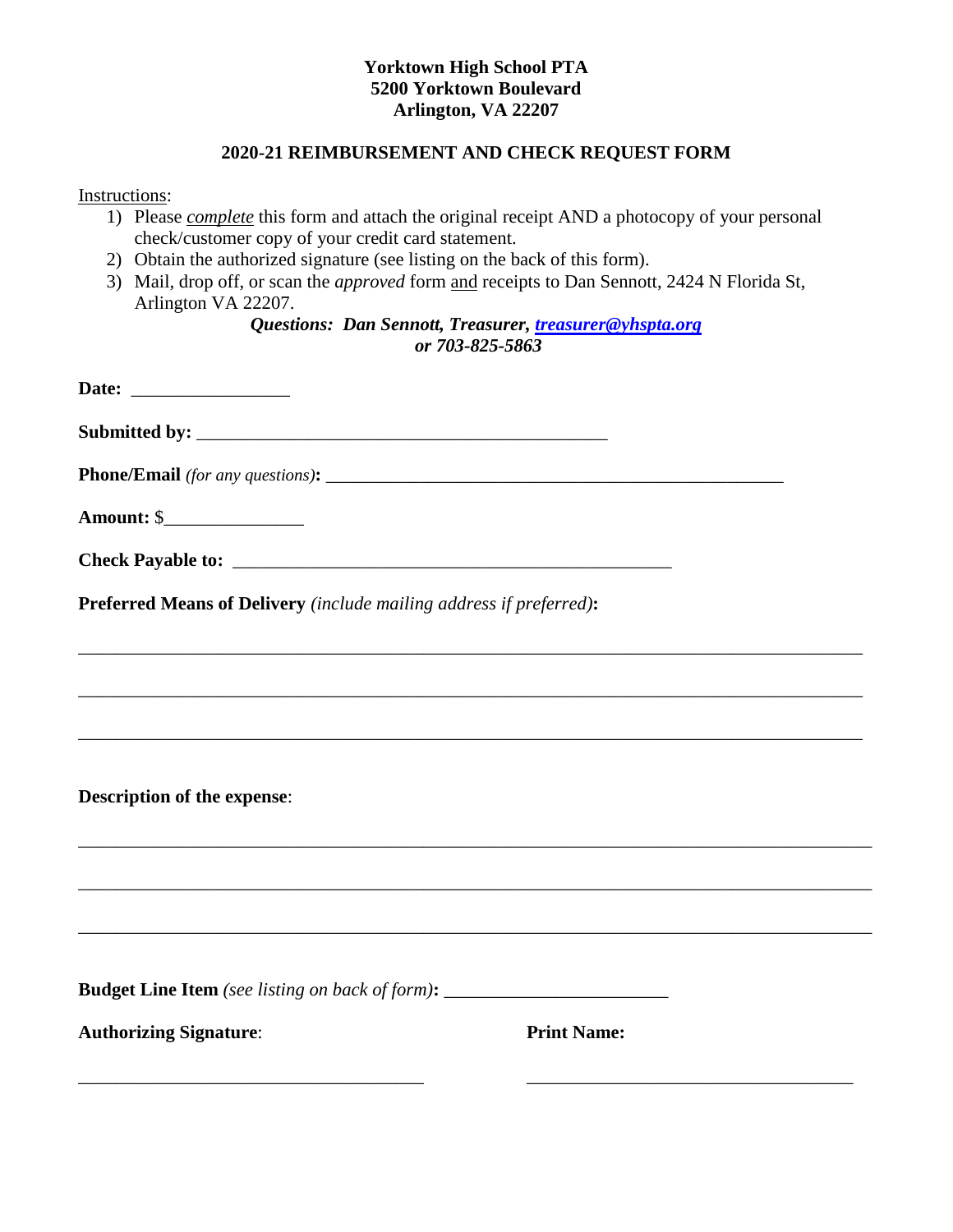**Yorktown High School PTA**
**5200 Yorktown Boulevard**
**Arlington, VA 22207**

## 2020-21 REIMBURSEMENT AND CHECK REQUEST FORM

Instructions:

1) Please *complete* this form and attach the original receipt AND a photocopy of your personal check/customer copy of your credit card statement.
2) Obtain the authorized signature (see listing on the back of this form).
3) Mail, drop off, or scan the *approved* form and receipts to Dan Sennott, 2424 N Florida St, Arlington VA 22207.

***Questions: Dan Sennott, Treasurer, treasurer@yhspta.org or 703-825-5863***

**Date:** _________________

**Submitted by:** ______________________________________________

**Phone/Email** *(for any questions)***:** ____________________________________________________

**Amount:** $_______________

**Check Payable to:** _________________________________________________

**Preferred Means of Delivery** *(include mailing address if preferred)***:**

________________________________________________________________________________

________________________________________________________________________________

________________________________________________________________________________

**Description of the expense**:

________________________________________________________________________________

________________________________________________________________________________

________________________________________________________________________________

**Budget Line Item** *(see listing on back of form)***:** ________________________

**Authorizing Signature**: ______________________________________ **Print Name:** ____________________________________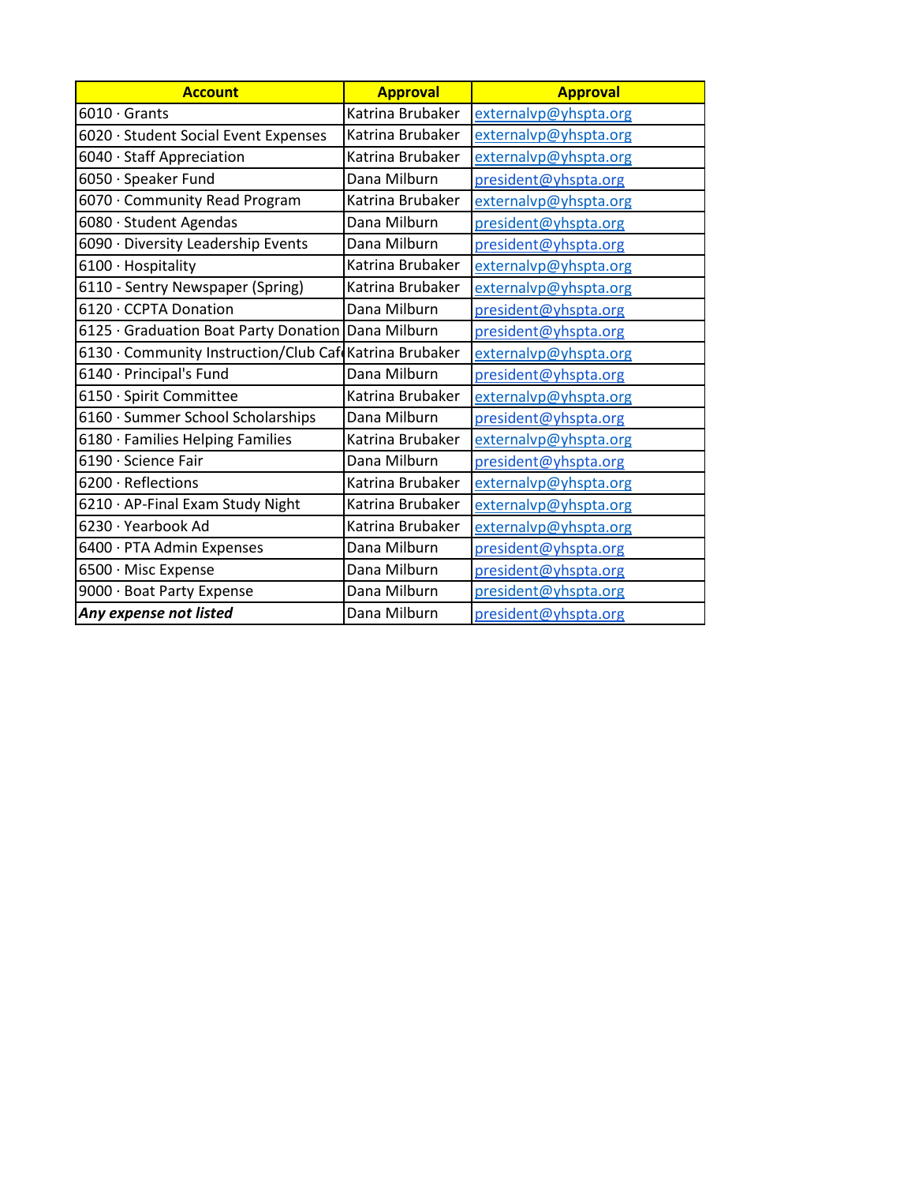| Account | Approval | Approval |
|---|---|---|
| 6010 · Grants | Katrina Brubaker | externalvp@yhspta.org |
| 6020 · Student Social Event Expenses | Katrina Brubaker | externalvp@yhspta.org |
| 6040 · Staff Appreciation | Katrina Brubaker | externalvp@yhspta.org |
| 6050 · Speaker Fund | Dana Milburn | president@yhspta.org |
| 6070 · Community Read Program | Katrina Brubaker | externalvp@yhspta.org |
| 6080 · Student Agendas | Dana Milburn | president@yhspta.org |
| 6090 · Diversity Leadership Events | Dana Milburn | president@yhspta.org |
| 6100 · Hospitality | Katrina Brubaker | externalvp@yhspta.org |
| 6110 - Sentry Newspaper (Spring) | Katrina Brubaker | externalvp@yhspta.org |
| 6120 · CCPTA Donation | Dana Milburn | president@yhspta.org |
| 6125 · Graduation Boat Party Donation | Dana Milburn | president@yhspta.org |
| 6130 · Community Instruction/Club Caf | Katrina Brubaker | externalvp@yhspta.org |
| 6140 · Principal's Fund | Dana Milburn | president@yhspta.org |
| 6150 · Spirit Committee | Katrina Brubaker | externalvp@yhspta.org |
| 6160 · Summer School Scholarships | Dana Milburn | president@yhspta.org |
| 6180 · Families Helping Families | Katrina Brubaker | externalvp@yhspta.org |
| 6190 · Science Fair | Dana Milburn | president@yhspta.org |
| 6200 · Reflections | Katrina Brubaker | externalvp@yhspta.org |
| 6210 · AP-Final Exam Study Night | Katrina Brubaker | externalvp@yhspta.org |
| 6230 · Yearbook Ad | Katrina Brubaker | externalvp@yhspta.org |
| 6400 · PTA Admin Expenses | Dana Milburn | president@yhspta.org |
| 6500 · Misc Expense | Dana Milburn | president@yhspta.org |
| 9000 · Boat Party Expense | Dana Milburn | president@yhspta.org |
| ***Any expense not listed*** | Dana Milburn | president@yhspta.org |